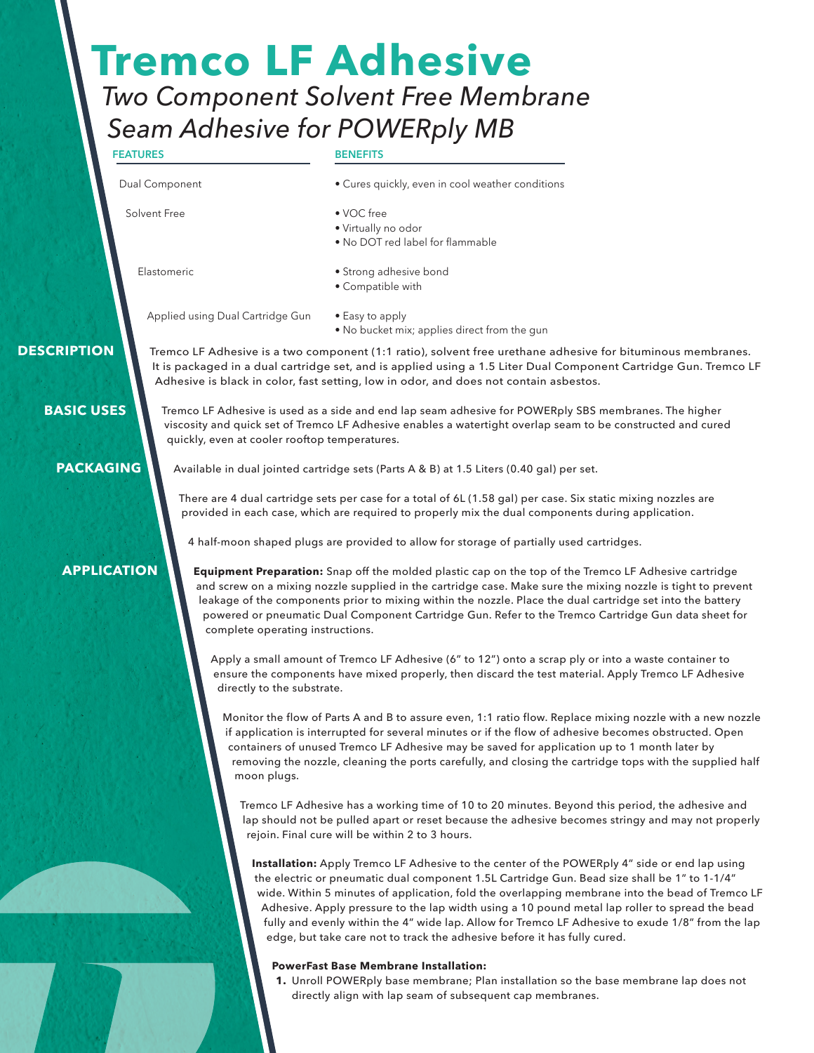# Tremco LF Adhesive

## *Two Component Solvent Free Membrane Seam Adhesive for POWERply MB*

| FEATURES | BENEFITS |
| --- | --- |
| Dual Component | • Cures quickly, even in cool weather conditions |
| Solvent Free | • VOC free<br>• Virtually no odor<br>• No DOT red label for flammable |
| Elastomeric | • Strong adhesive bond<br>• Compatible with |
| Applied using Dual Cartridge Gun | • Easy to apply<br>• No bucket mix; applies direct from the gun |

## DESCRIPTION

Tremco LF Adhesive is a two component (1:1 ratio), solvent free urethane adhesive for bituminous membranes. It is packaged in a dual cartridge set, and is applied using a 1.5 Liter Dual Component Cartridge Gun. Tremco LF Adhesive is black in color, fast setting, low in odor, and does not contain asbestos.

## BASIC USES

Tremco LF Adhesive is used as a side and end lap seam adhesive for POWERply SBS membranes. The higher viscosity and quick set of Tremco LF Adhesive enables a watertight overlap seam to be constructed and cured quickly, even at cooler rooftop temperatures.

## PACKAGING

Available in dual jointed cartridge sets (Parts A & B) at 1.5 Liters (0.40 gal) per set.

There are 4 dual cartridge sets per case for a total of 6L (1.58 gal) per case. Six static mixing nozzles are provided in each case, which are required to properly mix the dual components during application.

4 half-moon shaped plugs are provided to allow for storage of partially used cartridges.

## APPLICATION

**Equipment Preparation:** Snap off the molded plastic cap on the top of the Tremco LF Adhesive cartridge and screw on a mixing nozzle supplied in the cartridge case. Make sure the mixing nozzle is tight to prevent leakage of the components prior to mixing within the nozzle. Place the dual cartridge set into the battery powered or pneumatic Dual Component Cartridge Gun. Refer to the Tremco Cartridge Gun data sheet for complete operating instructions.

Apply a small amount of Tremco LF Adhesive (6" to 12") onto a scrap ply or into a waste container to ensure the components have mixed properly, then discard the test material. Apply Tremco LF Adhesive directly to the substrate.

Monitor the flow of Parts A and B to assure even, 1:1 ratio flow. Replace mixing nozzle with a new nozzle if application is interrupted for several minutes or if the flow of adhesive becomes obstructed. Open containers of unused Tremco LF Adhesive may be saved for application up to 1 month later by removing the nozzle, cleaning the ports carefully, and closing the cartridge tops with the supplied half moon plugs.

Tremco LF Adhesive has a working time of 10 to 20 minutes. Beyond this period, the adhesive and lap should not be pulled apart or reset because the adhesive becomes stringy and may not properly rejoin. Final cure will be within 2 to 3 hours.

**Installation:** Apply Tremco LF Adhesive to the center of the POWERply 4" side or end lap using the electric or pneumatic dual component 1.5L Cartridge Gun. Bead size shall be 1" to 1-1/4" wide. Within 5 minutes of application, fold the overlapping membrane into the bead of Tremco LF Adhesive. Apply pressure to the lap width using a 10 pound metal lap roller to spread the bead fully and evenly within the 4" wide lap. Allow for Tremco LF Adhesive to exude 1/8" from the lap edge, but take care not to track the adhesive before it has fully cured.

**PowerFast Base Membrane Installation:**

1. Unroll POWERply base membrane; Plan installation so the base membrane lap does not directly align with lap seam of subsequent cap membranes.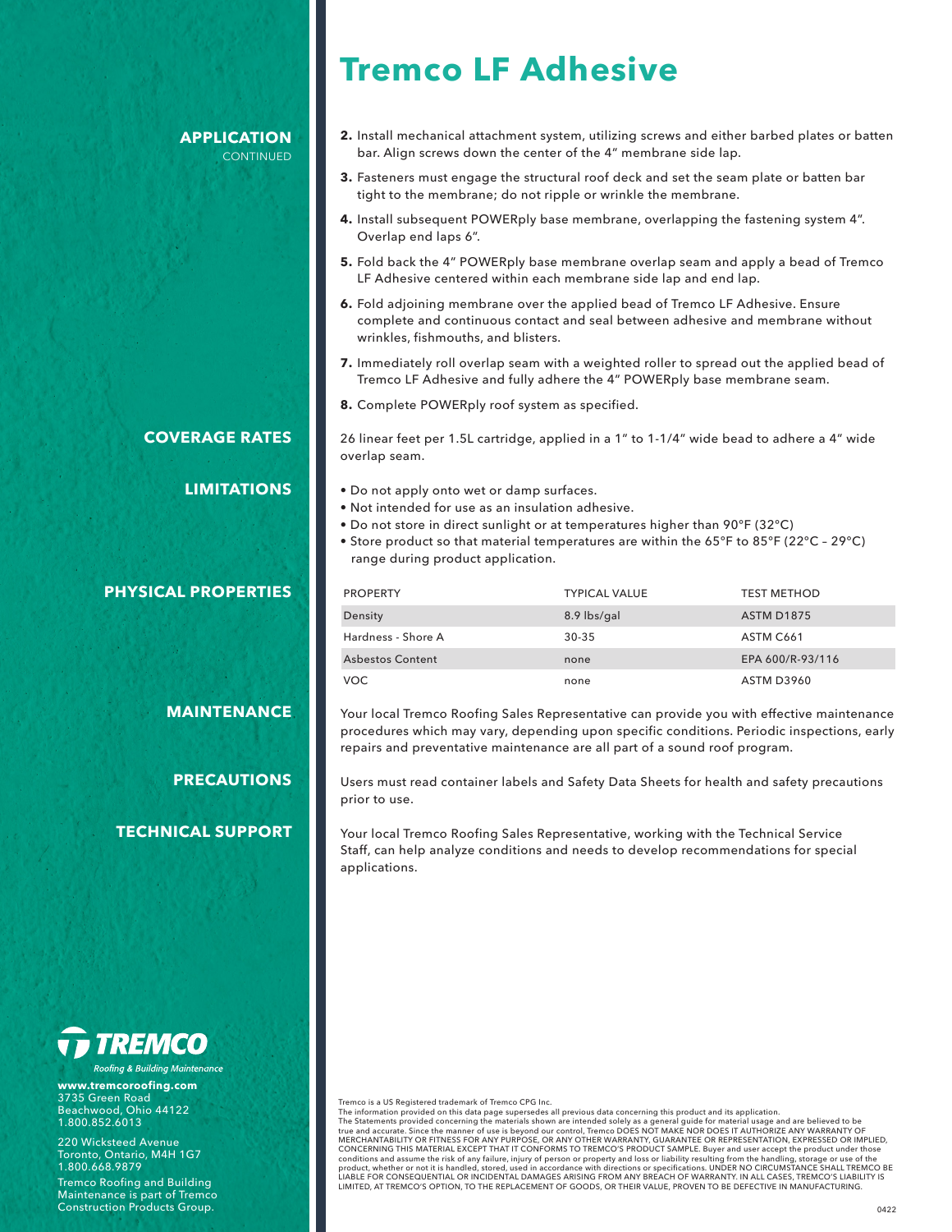# Tremco LF Adhesive

## APPLICATION
CONTINUED

2. Install mechanical attachment system, utilizing screws and either barbed plates or batten bar. Align screws down the center of the 4" membrane side lap.
3. Fasteners must engage the structural roof deck and set the seam plate or batten bar tight to the membrane; do not ripple or wrinkle the membrane.
4. Install subsequent POWERply base membrane, overlapping the fastening system 4". Overlap end laps 6".
5. Fold back the 4" POWERply base membrane overlap seam and apply a bead of Tremco LF Adhesive centered within each membrane side lap and end lap.
6. Fold adjoining membrane over the applied bead of Tremco LF Adhesive. Ensure complete and continuous contact and seal between adhesive and membrane without wrinkles, fishmouths, and blisters.
7. Immediately roll overlap seam with a weighted roller to spread out the applied bead of Tremco LF Adhesive and fully adhere the 4" POWERply base membrane seam.
8. Complete POWERply roof system as specified.

## COVERAGE RATES

26 linear feet per 1.5L cartridge, applied in a 1" to 1-1/4" wide bead to adhere a 4" wide overlap seam.

## LIMITATIONS

- Do not apply onto wet or damp surfaces.
- Not intended for use as an insulation adhesive.
- Do not store in direct sunlight or at temperatures higher than 90°F (32°C)
- Store product so that material temperatures are within the 65°F to 85°F (22°C – 29°C) range during product application.

## PHYSICAL PROPERTIES

| PROPERTY | TYPICAL VALUE | TEST METHOD |
|---|---|---|
| Density | 8.9 lbs/gal | ASTM D1875 |
| Hardness - Shore A | 30-35 | ASTM C661 |
| Asbestos Content | none | EPA 600/R-93/116 |
| VOC | none | ASTM D3960 |

## MAINTENANCE

Your local Tremco Roofing Sales Representative can provide you with effective maintenance procedures which may vary, depending upon specific conditions. Periodic inspections, early repairs and preventative maintenance are all part of a sound roof program.

## PRECAUTIONS

Users must read container labels and Safety Data Sheets for health and safety precautions prior to use.

## TECHNICAL SUPPORT

Your local Tremco Roofing Sales Representative, working with the Technical Service Staff, can help analyze conditions and needs to develop recommendations for special applications.

TREMCO
*Roofing & Building Maintenance*

**www.tremcoroofing.com**
3735 Green Road
Beachwood, Ohio 44122
1.800.852.6013

220 Wicksteed Avenue
Toronto, Ontario, M4H 1G7
1.800.668.9879

Tremco Roofing and Building Maintenance is part of Tremco Construction Products Group.

Tremco is a US Registered trademark of Tremco CPG Inc.
The information provided on this data page supersedes all previous data concerning this product and its application.
The Statements provided concerning the materials shown are intended solely as a general guide for material usage and are believed to be true and accurate. Since the manner of use is beyond our control, Tremco DOES NOT MAKE NOR DOES IT AUTHORIZE ANY WARRANTY OF MERCHANTABILITY OR FITNESS FOR ANY PURPOSE, OR ANY OTHER WARRANTY, GUARANTEE OR REPRESENTATION, EXPRESSED OR IMPLIED, CONCERNING THIS MATERIAL EXCEPT THAT IT CONFORMS TO TREMCO'S PRODUCT SAMPLE. Buyer and user accept the product under those conditions and assume the risk of any failure, injury of person or property and loss or liability resulting from the handling, storage or use of the product, whether or not it is handled, stored, used in accordance with directions or specifications. UNDER NO CIRCUMSTANCE SHALL TREMCO BE LIABLE FOR CONSEQUENTIAL OR INCIDENTAL DAMAGES ARISING FROM ANY BREACH OF WARRANTY. IN ALL CASES, TREMCO'S LIABILITY IS LIMITED, AT TREMCO'S OPTION, TO THE REPLACEMENT OF GOODS, OR THEIR VALUE, PROVEN TO BE DEFECTIVE IN MANUFACTURING.

0422